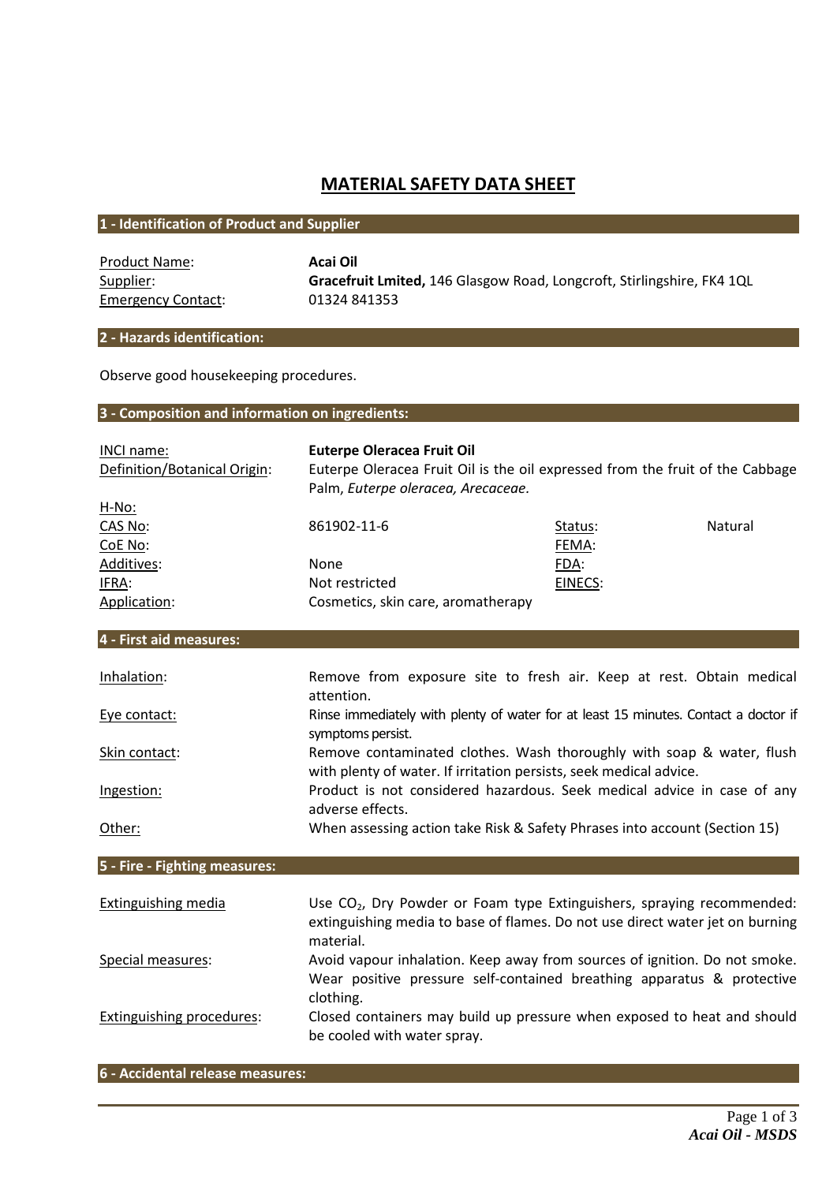# MATERIAL SAFETY DATA SHEET

## 1 - Identification of Product and Supplier

| | |
|---|---|
| Product Name: | **Acai Oil** |
| Supplier: | **Gracefruit Lmited,** 146 Glasgow Road, Longcroft, Stirlingshire, FK4 1QL |
| Emergency Contact: | 01324 841353 |

## 2 - Hazards identification:

Observe good housekeeping procedures.

## 3 - Composition and information on ingredients:

| | | | |
|---|---|---|---|
| INCI name: | **Euterpe Oleracea Fruit Oil** | | |
| Definition/Botanical Origin: | Euterpe Oleracea Fruit Oil is the oil expressed from the fruit of the Cabbage Palm, *Euterpe oleracea, Arecaceae.* | | |
| H-No: | | | |
| CAS No: | 861902-11-6 | Status: | Natural |
| CoE No: | | FEMA: | |
| Additives: | None | FDA: | |
| IFRA: | Not restricted | EINECS: | |
| Application: | Cosmetics, skin care, aromatherapy | | |

## 4 - First aid measures:

| | |
|---|---|
| Inhalation: | Remove from exposure site to fresh air. Keep at rest. Obtain medical attention. |
| Eye contact: | Rinse immediately with plenty of water for at least 15 minutes. Contact a doctor if symptoms persist. |
| Skin contact: | Remove contaminated clothes. Wash thoroughly with soap & water, flush with plenty of water. If irritation persists, seek medical advice. |
| Ingestion: | Product is not considered hazardous. Seek medical advice in case of any adverse effects. |
| Other: | When assessing action take Risk & Safety Phrases into account (Section 15) |

## 5 - Fire - Fighting measures:

| | |
|---|---|
| Extinguishing media | Use $CO_2$, Dry Powder or Foam type Extinguishers, spraying recommended: extinguishing media to base of flames. Do not use direct water jet on burning material. |
| Special measures: | Avoid vapour inhalation. Keep away from sources of ignition. Do not smoke. Wear positive pressure self-contained breathing apparatus & protective clothing. |
| Extinguishing procedures: | Closed containers may build up pressure when exposed to heat and should be cooled with water spray. |

## 6 - Accidental release measures: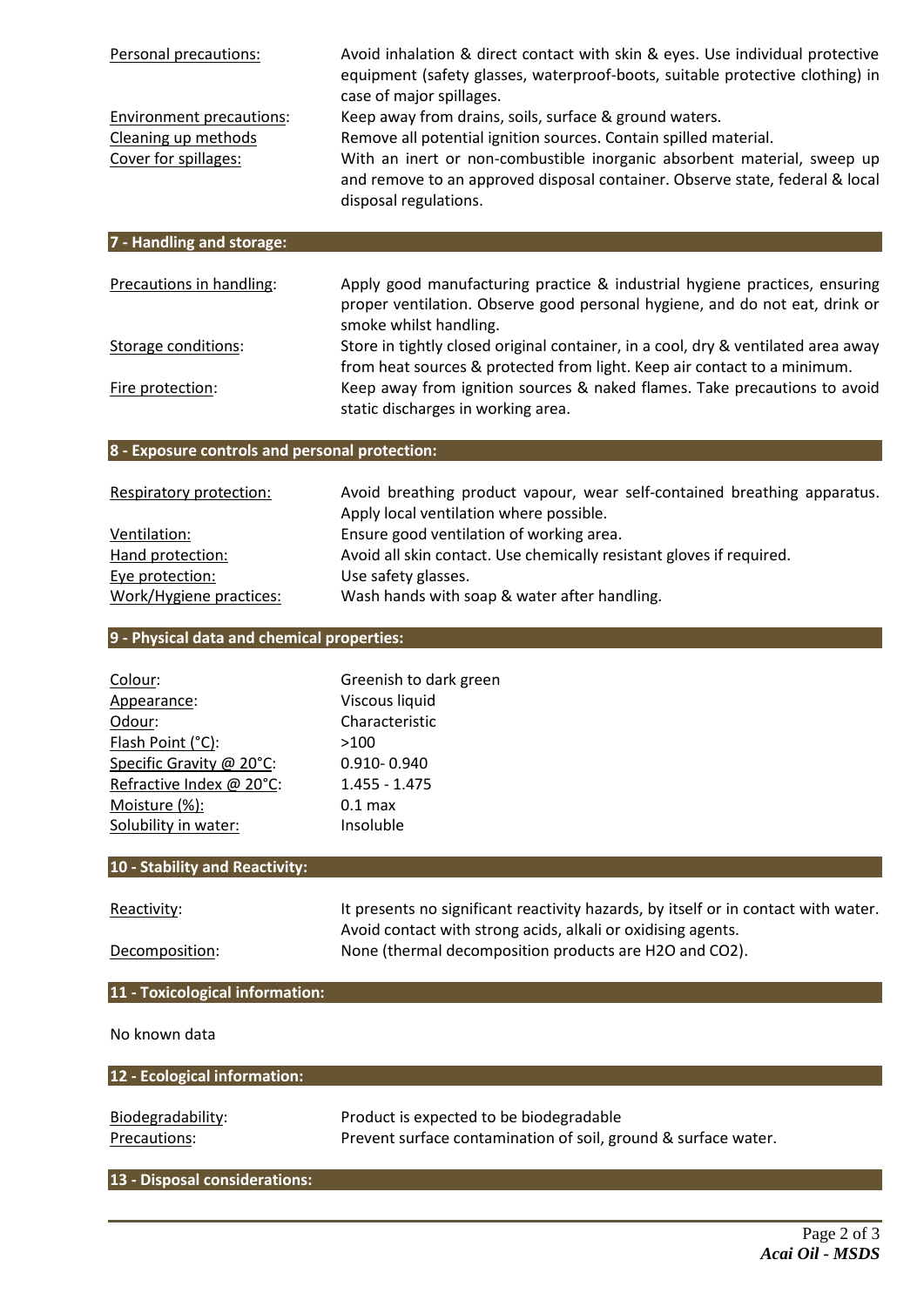Personal precautions: Avoid inhalation & direct contact with skin & eyes. Use individual protective equipment (safety glasses, waterproof-boots, suitable protective clothing) in case of major spillages.

Environment precautions: Keep away from drains, soils, surface & ground waters.

Cleaning up methods Remove all potential ignition sources. Contain spilled material.

Cover for spillages: With an inert or non-combustible inorganic absorbent material, sweep up and remove to an approved disposal container. Observe state, federal & local disposal regulations.

## 7 - Handling and storage:

Precautions in handling: Apply good manufacturing practice & industrial hygiene practices, ensuring proper ventilation. Observe good personal hygiene, and do not eat, drink or smoke whilst handling.

Storage conditions: Store in tightly closed original container, in a cool, dry & ventilated area away from heat sources & protected from light. Keep air contact to a minimum.

Fire protection: Keep away from ignition sources & naked flames. Take precautions to avoid static discharges in working area.

## 8 - Exposure controls and personal protection:

Respiratory protection: Avoid breathing product vapour, wear self-contained breathing apparatus. Apply local ventilation where possible.

Ventilation: Ensure good ventilation of working area.

Hand protection: Avoid all skin contact. Use chemically resistant gloves if required.

Eye protection: Use safety glasses.

Work/Hygiene practices: Wash hands with soap & water after handling.

## 9 - Physical data and chemical properties:

| | |
|---|---|
| Colour: | Greenish to dark green |
| Appearance: | Viscous liquid |
| Odour: | Characteristic |
| Flash Point (°C): | >100 |
| Specific Gravity @ 20°C: | 0.910- 0.940 |
| Refractive Index @ 20°C: | 1.455 - 1.475 |
| Moisture (%): | 0.1 max |
| Solubility in water: | Insoluble |

## 10 - Stability and Reactivity:

Reactivity: It presents no significant reactivity hazards, by itself or in contact with water. Avoid contact with strong acids, alkali or oxidising agents.

Decomposition: None (thermal decomposition products are $H_2O$ and $CO_2$).

## 11 - Toxicological information:

No known data

## 12 - Ecological information:

Biodegradability: Product is expected to be biodegradable

Precautions: Prevent surface contamination of soil, ground & surface water.

## 13 - Disposal considerations: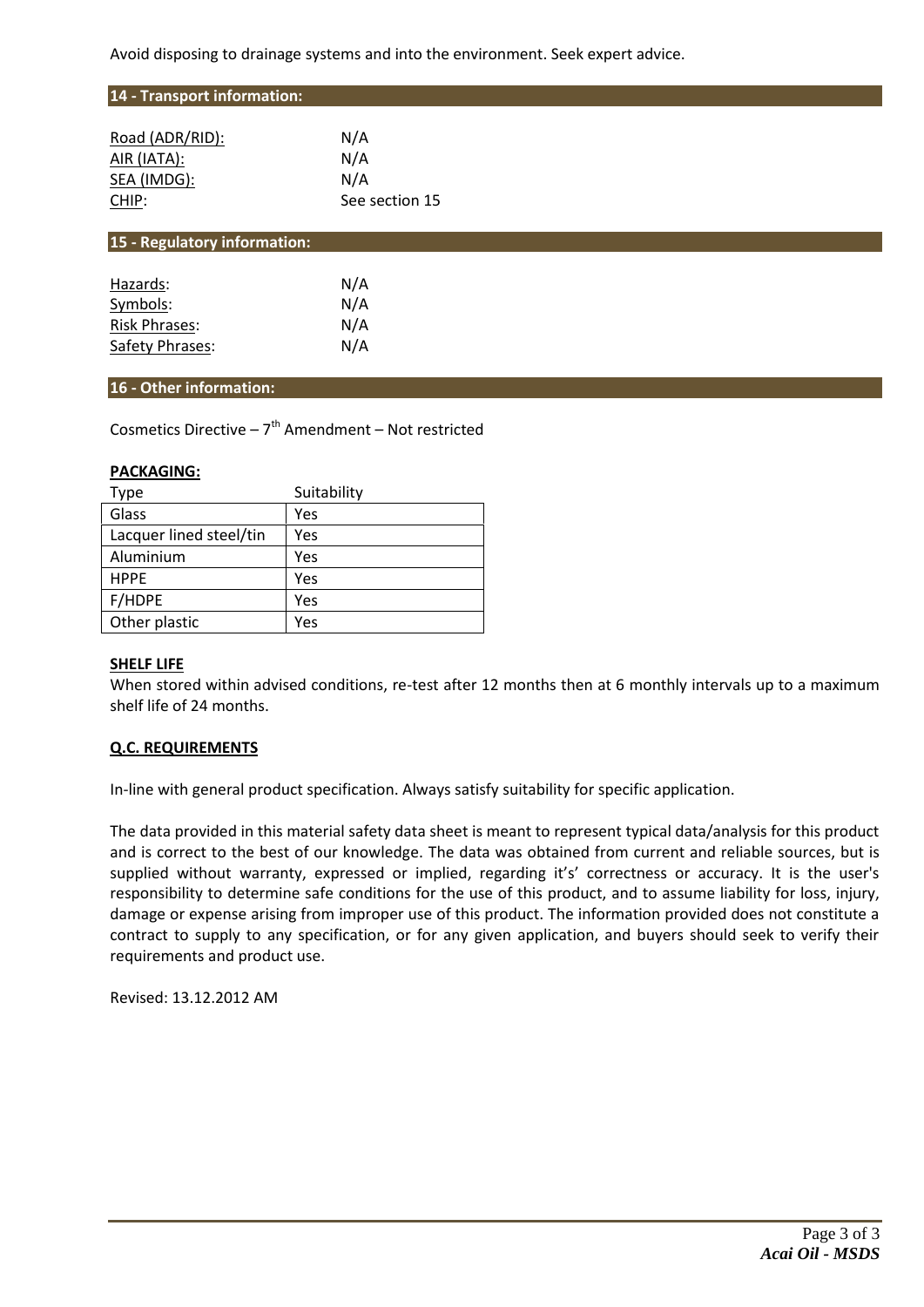Avoid disposing to drainage systems and into the environment. Seek expert advice.

## 14 - Transport information:

| | |
|---|---|
| Road (ADR/RID): | N/A |
| AIR (IATA): | N/A |
| SEA (IMDG): | N/A |
| CHIP: | See section 15 |

## 15 - Regulatory information:

| | |
|---|---|
| Hazards: | N/A |
| Symbols: | N/A |
| Risk Phrases: | N/A |
| Safety Phrases: | N/A |

## 16 - Other information:

Cosmetics Directive – 7th Amendment – Not restricted

**PACKAGING:**

| Type | Suitability |
|---|---|
| Glass | Yes |
| Lacquer lined steel/tin | Yes |
| Aluminium | Yes |
| HPPE | Yes |
| F/HDPE | Yes |
| Other plastic | Yes |

**SHELF LIFE**

When stored within advised conditions, re-test after 12 months then at 6 monthly intervals up to a maximum shelf life of 24 months.

**Q.C. REQUIREMENTS**

In-line with general product specification. Always satisfy suitability for specific application.

The data provided in this material safety data sheet is meant to represent typical data/analysis for this product and is correct to the best of our knowledge. The data was obtained from current and reliable sources, but is supplied without warranty, expressed or implied, regarding it's' correctness or accuracy. It is the user's responsibility to determine safe conditions for the use of this product, and to assume liability for loss, injury, damage or expense arising from improper use of this product. The information provided does not constitute a contract to supply to any specification, or for any given application, and buyers should seek to verify their requirements and product use.

Revised: 13.12.2012 AM